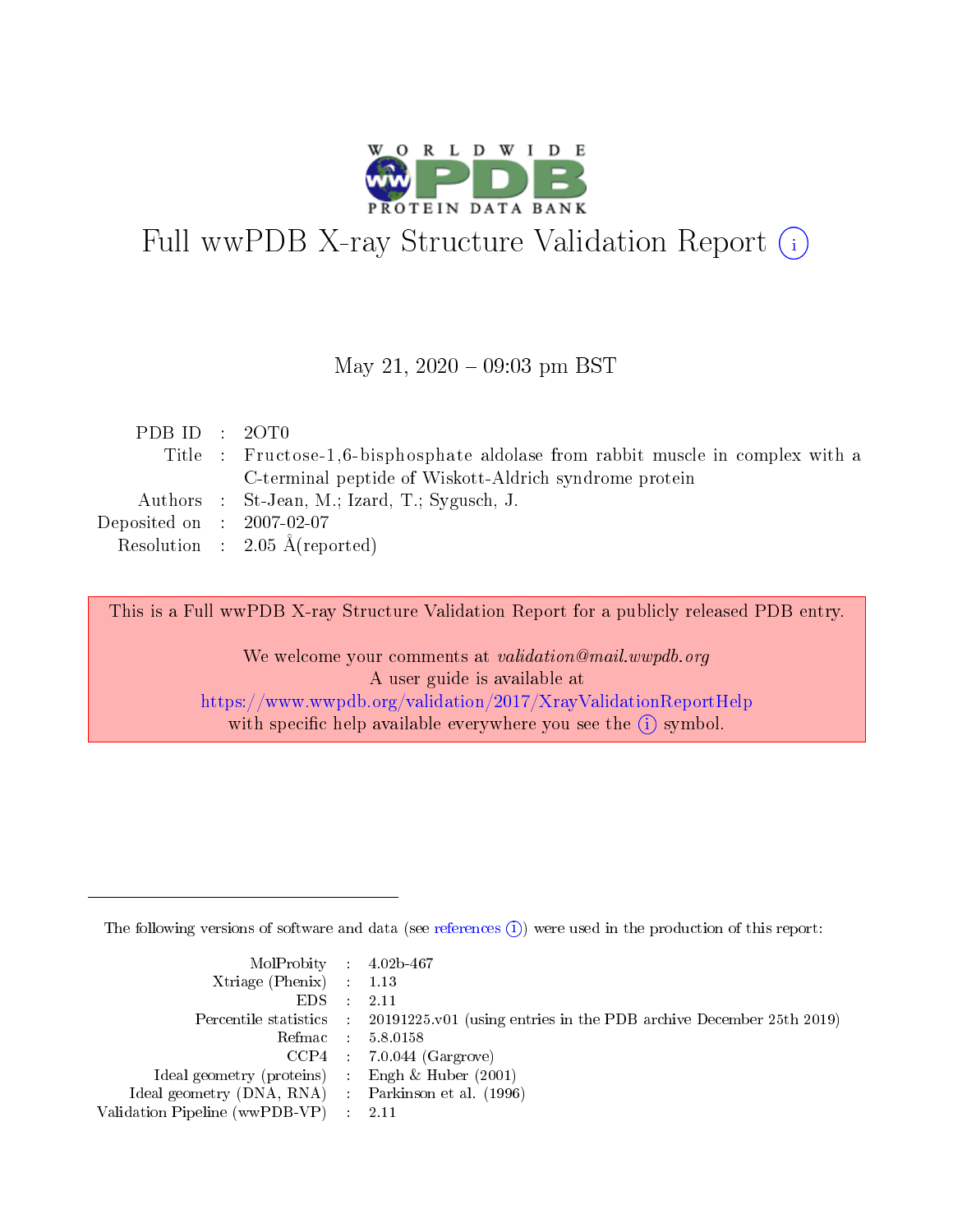# Full wwPDB X-ray Structure Validation Report (i)

May 21, 2020 – 09:03 pm BST

| | | |
|---|---|---|
| PDB ID | : | 2OT0 |
| Title | : | Fructose-1,6-bisphosphate aldolase from rabbit muscle in complex with a C-terminal peptide of Wiskott-Aldrich syndrome protein |
| Authors | : | St-Jean, M.; Izard, T.; Sygusch, J. |
| Deposited on | : | 2007-02-07 |
| Resolution | : | 2.05 Å(reported) |

This is a Full wwPDB X-ray Structure Validation Report for a publicly released PDB entry.

We welcome your comments at *validation@mail.wwpdb.org*
A user guide is available at
https://www.wwpdb.org/validation/2017/XrayValidationReportHelp
with specific help available everywhere you see the (i) symbol.

---

The following versions of software and data (see references (i)) were used in the production of this report:

| | | |
|---|---|---|
| MolProbity | : | 4.02b-467 |
| Xtriage (Phenix) | : | 1.13 |
| EDS | : | 2.11 |
| Percentile statistics | : | 20191225.v01 (using entries in the PDB archive December 25th 2019) |
| Refmac | : | 5.8.0158 |
| CCP4 | : | 7.0.044 (Gargrove) |
| Ideal geometry (proteins) | : | Engh & Huber (2001) |
| Ideal geometry (DNA, RNA) | : | Parkinson et al. (1996) |
| Validation Pipeline (wwPDB-VP) | : | 2.11 |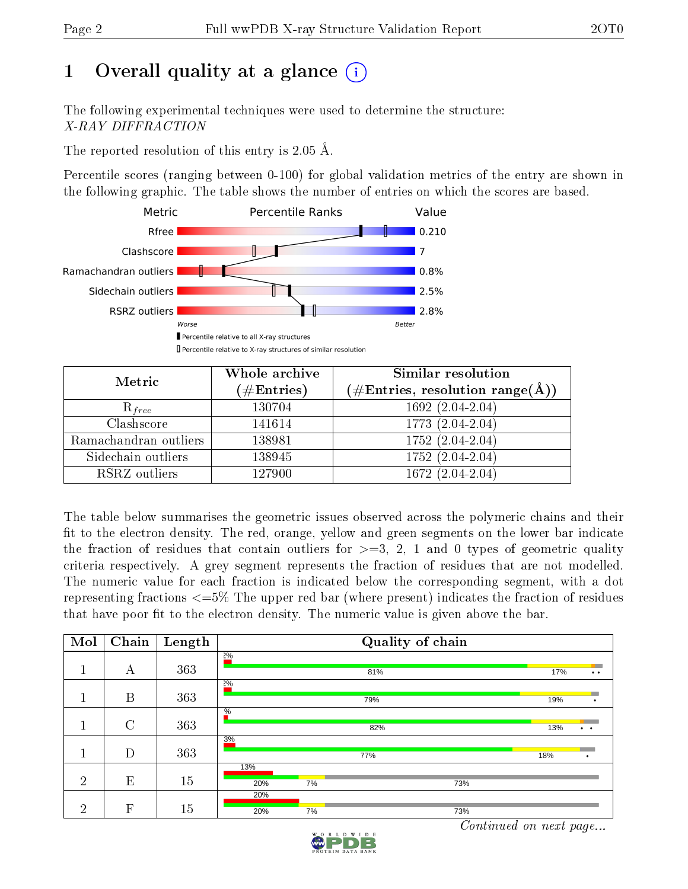# 1 Overall quality at a glance

The following experimental techniques were used to determine the structure: *X-RAY DIFFRACTION*

The reported resolution of this entry is 2.05 Å.

Percentile scores (ranging between 0-100) for global validation metrics of the entry are shown in the following graphic. The table shows the number of entries on which the scores are based.

| Metric | Value |
|---|---|
| Rfree | 0.210 |
| Clashscore | 7 |
| Ramachandran outliers | 0.8% |
| Sidechain outliers | 2.5% |
| RSRZ outliers | 2.8% |

Worse — Better

▮ Percentile relative to all X-ray structures

▯ Percentile relative to X-ray structures of similar resolution

| Metric | Whole archive (#Entries) | Similar resolution (#Entries, resolution range(Å)) |
|---|---|---|
| $R_{free}$ | 130704 | 1692 (2.04-2.04) |
| Clashscore | 141614 | 1773 (2.04-2.04) |
| Ramachandran outliers | 138981 | 1752 (2.04-2.04) |
| Sidechain outliers | 138945 | 1752 (2.04-2.04) |
| RSRZ outliers | 127900 | 1672 (2.04-2.04) |

The table below summarises the geometric issues observed across the polymeric chains and their fit to the electron density. The red, orange, yellow and green segments on the lower bar indicate the fraction of residues that contain outliers for >=3, 2, 1 and 0 types of geometric quality criteria respectively. A grey segment represents the fraction of residues that are not modelled. The numeric value for each fraction is indicated below the corresponding segment, with a dot representing fractions <=5% The upper red bar (where present) indicates the fraction of residues that have poor fit to the electron density. The numeric value is given above the bar.

| Mol | Chain | Length | Quality of chain |
|---|---|---|---|
| 1 | A | 363 | 2%; 81%, 17%, • • |
| 1 | B | 363 | 2%; 79%, 19%, • |
| 1 | C | 363 | %; 82%, 13%, • • |
| 1 | D | 363 | 3%; 77%, 18%, • |
| 2 | E | 15 | 13%; 20%, 7%, 73% |
| 2 | F | 15 | 20%; 20%, 7%, 73% |

*Continued on next page...*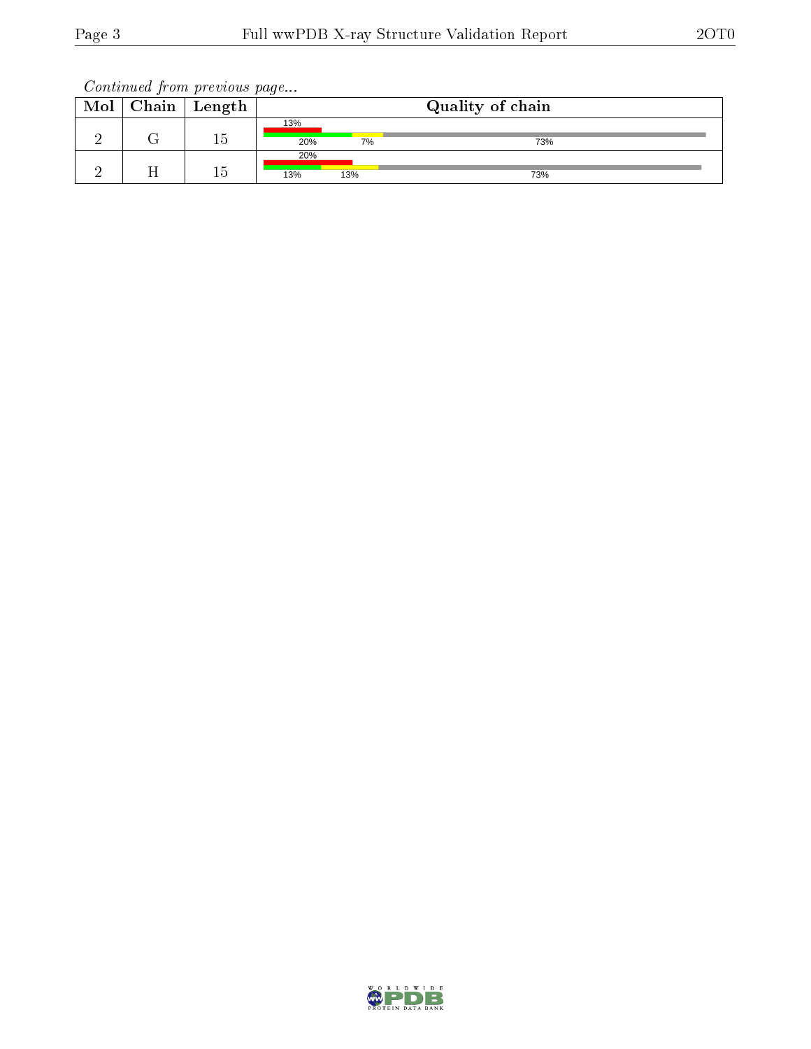*Continued from previous page...*

| Mol | Chain | Length | Quality of chain |
|---|---|---|---|
| 2 | G | 15 | 13% / 20% 7% 73% |
| 2 | H | 15 | 20% / 13% 13% 73% |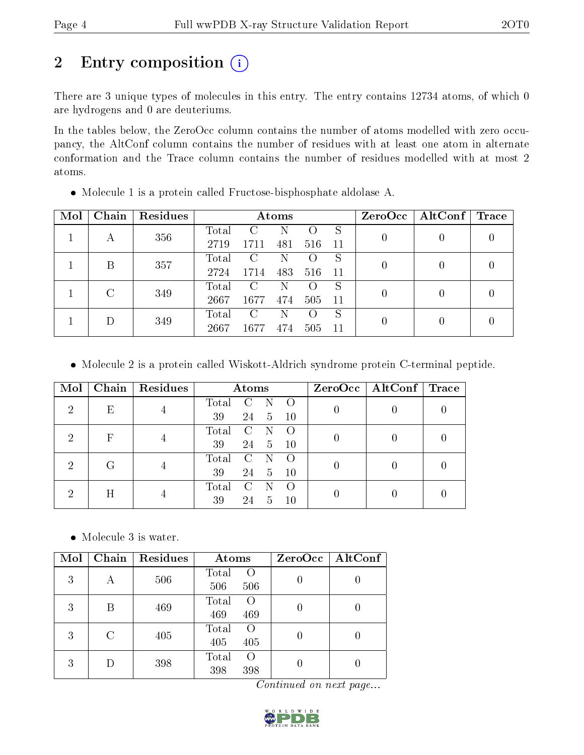# 2 Entry composition (i)

There are 3 unique types of molecules in this entry. The entry contains 12734 atoms, of which 0 are hydrogens and 0 are deuteriums.

In the tables below, the ZeroOcc column contains the number of atoms modelled with zero occupancy, the AltConf column contains the number of residues with at least one atom in alternate conformation and the Trace column contains the number of residues modelled with at most 2 atoms.

- Molecule 1 is a protein called Fructose-bisphosphate aldolase A.

| Mol | Chain | Residues | Atoms | | | | | ZeroOcc | AltConf | Trace |
|---|---|---|---|---|---|---|---|---|---|---|
| 1 | A | 356 | Total 2719 | C 1711 | N 481 | O 516 | S 11 | 0 | 0 | 0 |
| 1 | B | 357 | Total 2724 | C 1714 | N 483 | O 516 | S 11 | 0 | 0 | 0 |
| 1 | C | 349 | Total 2667 | C 1677 | N 474 | O 505 | S 11 | 0 | 0 | 0 |
| 1 | D | 349 | Total 2667 | C 1677 | N 474 | O 505 | S 11 | 0 | 0 | 0 |

- Molecule 2 is a protein called Wiskott-Aldrich syndrome protein C-terminal peptide.

| Mol | Chain | Residues | Atoms | | | | ZeroOcc | AltConf | Trace |
|---|---|---|---|---|---|---|---|---|---|
| 2 | E | 4 | Total 39 | C 24 | N 5 | O 10 | 0 | 0 | 0 |
| 2 | F | 4 | Total 39 | C 24 | N 5 | O 10 | 0 | 0 | 0 |
| 2 | G | 4 | Total 39 | C 24 | N 5 | O 10 | 0 | 0 | 0 |
| 2 | H | 4 | Total 39 | C 24 | N 5 | O 10 | 0 | 0 | 0 |

- Molecule 3 is water.

| Mol | Chain | Residues | Atoms | | ZeroOcc | AltConf |
|---|---|---|---|---|---|---|
| 3 | A | 506 | Total 506 | O 506 | 0 | 0 |
| 3 | B | 469 | Total 469 | O 469 | 0 | 0 |
| 3 | C | 405 | Total 405 | O 405 | 0 | 0 |
| 3 | D | 398 | Total 398 | O 398 | 0 | 0 |

*Continued on next page...*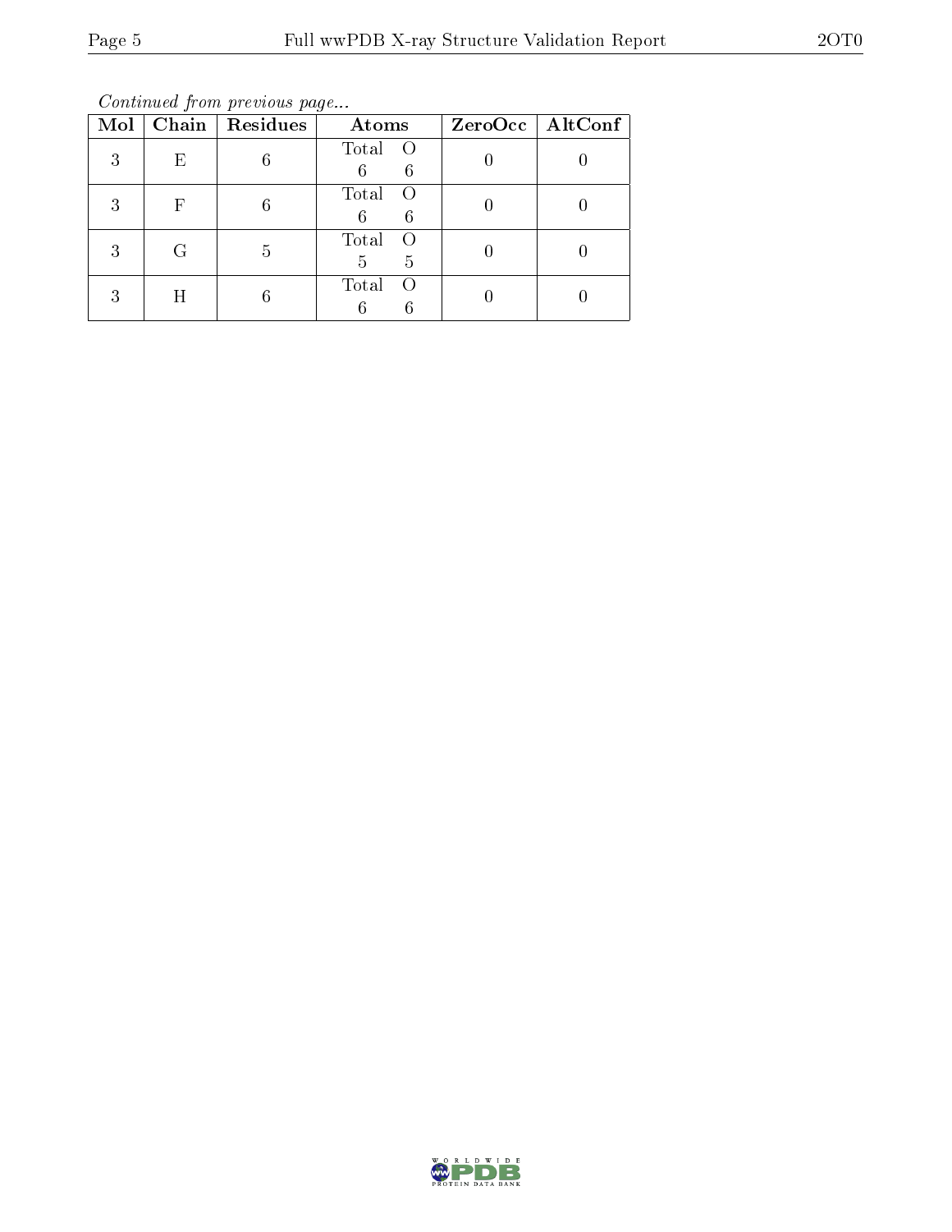*Continued from previous page...*

| Mol | Chain | Residues | Atoms | ZeroOcc | AltConf |
|---|---|---|---|---|---|
| 3 | E | 6 | Total O<br>6 6 | 0 | 0 |
| 3 | F | 6 | Total O<br>6 6 | 0 | 0 |
| 3 | G | 5 | Total O<br>5 5 | 0 | 0 |
| 3 | H | 6 | Total O<br>6 6 | 0 | 0 |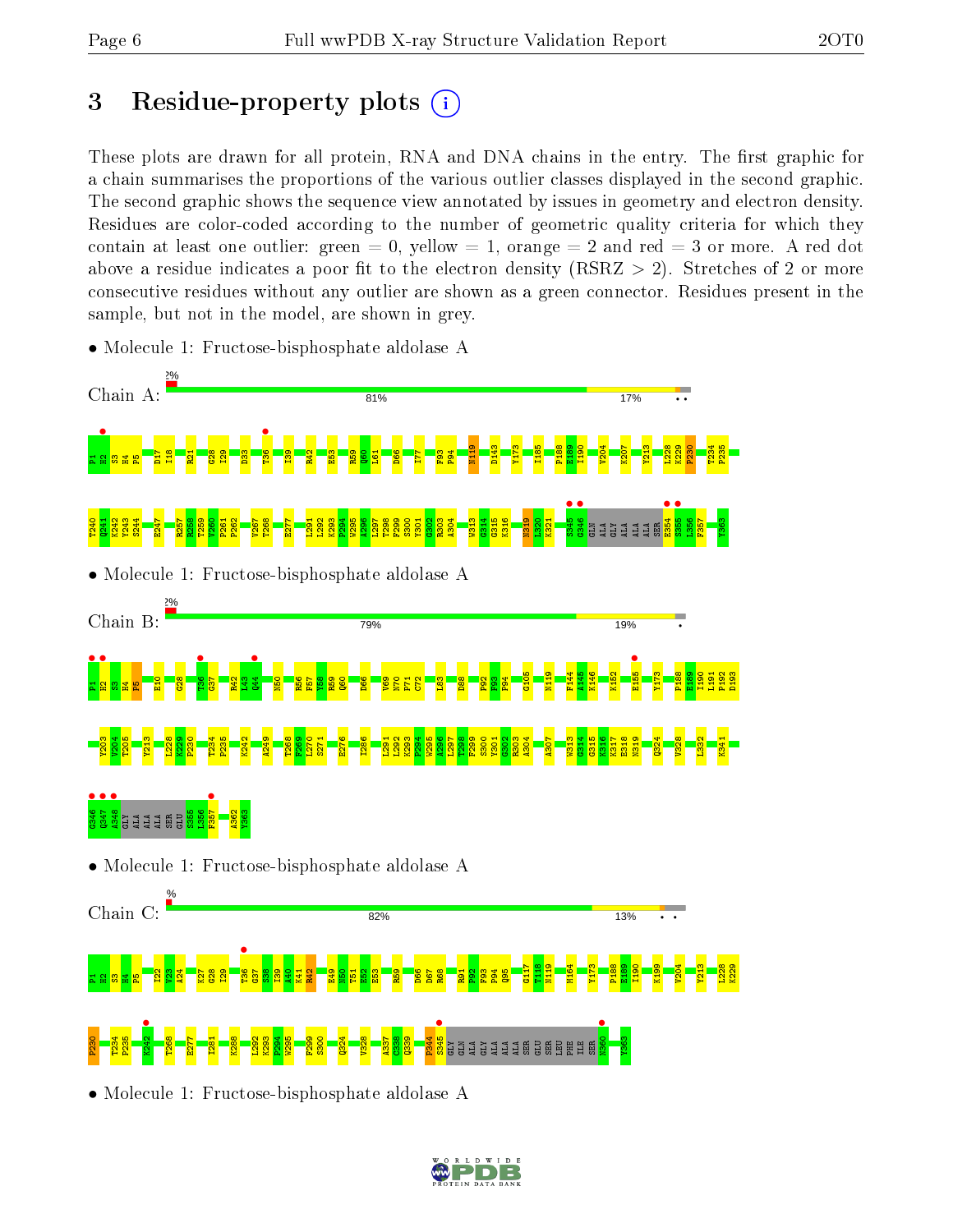# 3 Residue-property plots

These plots are drawn for all protein, RNA and DNA chains in the entry. The first graphic for a chain summarises the proportions of the various outlier classes displayed in the second graphic. The second graphic shows the sequence view annotated by issues in geometry and electron density. Residues are color-coded according to the number of geometric quality criteria for which they contain at least one outlier: green = 0, yellow = 1, orange = 2 and red = 3 or more. A red dot above a residue indicates a poor fit to the electron density (RSRZ > 2). Stretches of 2 or more consecutive residues without any outlier are shown as a green connector. Residues present in the sample, but not in the model, are shown in grey.

- Molecule 1: Fructose-bisphosphate aldolase A

Chain A: 2% | 81% | 17% | • •

P1 H2 S3 H4 P5 D17 I18 R21 G28 I29 D33 T36 I39 R42 E53 R59 Q60 L61 D66 I77 F93 P94 N119 D143 Y173 I185 P188 E189 I190 V204 K207 Y213 L228 K229 P230 T234 P235 T240 Q241 A242 Y243 S244 E247 R257 R258 T259 V260 P261 P262 V267 T268 E277 L291 L292 K293 P294 W295 A296 L297 T298 F299 S300 Y301 G302 R303 A304 W313 G314 Q315 K316 N319 I320 K321 S345 G346 GLN ALA GLY ALA ALA ALA SER E354 S355 L356 F357 Y363

- Molecule 1: Fructose-bisphosphate aldolase A

Chain B: 2% | 79% | 19% | •

P1 H2 S3 H4 P5 E10 G28 T36 G37 R42 L43 Q44 N50 H56 F57 V58 R59 Q60 D66 V69 N70 P71 C72 L83 D88 F92 F93 P94 G105 N119 F144 A145 K146 K152 E155 Y173 P188 E189 I190 L191 P192 D193 Y203 V204 T205 Y213 L228 K229 P230 T234 P235 K242 A249 T268 E269 I270 S271 E276 I286 L291 L292 K293 P294 W295 A296 L297 T298 F299 S300 Y301 G302 R303 A304 A307 W313 G314 Q315 K316 K317 E318 N319 Q324 V328 L332 K341 G346 Q347 A348 GLY ALA ALA ALA SER GLU S355 L356 F357 A362 Y363

- Molecule 1: Fructose-bisphosphate aldolase A

Chain C: % | 82% | 13% | • •

P1 H2 S3 H4 P5 I22 V23 A24 K27 G28 I29 T36 G37 S38 I39 A40 K41 R42 E49 N50 T51 E52 E53 R59 D66 D67 R68 R91 F92 F93 P94 Q95 G117 T118 N119 M164 Y173 P188 E189 I190 K199 V204 Y213 L228 K229 P230 T234 P235 K242 T268 E277 I281 K288 L292 K293 P294 W295 F299 S300 Q324 V328 A337 C338 Q339 P344 S345 GLY GLN ALA GLY ALA ALA ALA SER GLU SER LEU PHE ILE SER N360 Y363

- Molecule 1: Fructose-bisphosphate aldolase A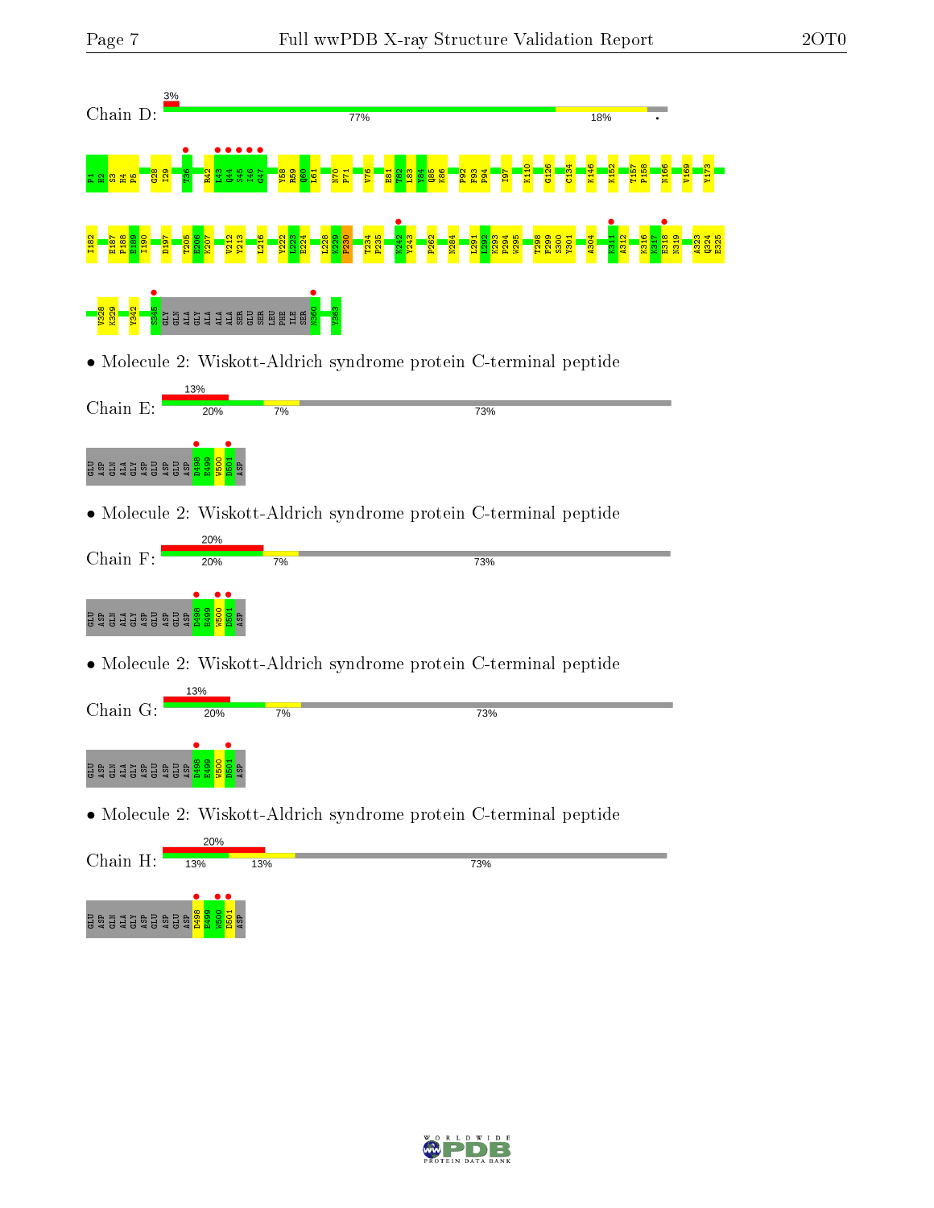Chain D: 3% | 77% | 18% | •

P1 H2 S3 H4 P5 G28 I29 T36 R42 L43 Q44 S45 I46 G47 Y58 R59 Q60 L61 N70 P71 V76 E81 T82 L83 Y84 Q85 K86 P92 F93 P94 I97 K110 G126 C134 K146 K152 T157 P158 M166 V169 Y173 I182 E187 P188 E189 I190 D197 T205 E206 K207 V212 Y213 L216 Y222 L223 E224 L228 K229 P230 T234 P235 K242 Y243 P262 N284 L291 L292 K293 P294 W295 T298 F299 S300 Y301 A304 K311 A312 K316 K317 E318 N319 A323 Q324 E325 V328 K329 Y342 S345 GLY GLN ALA GLY ALA ALA ALA SER GLU SER LEU PHE ILE SER N360 Y363

- Molecule 2: Wiskott-Aldrich syndrome protein C-terminal peptide

Chain E: 13% | 20% | 7% | 73%

GLU ASP GLN ALA GLY ASP GLU ASP GLU ASP D498 E499 W500 D501 ASP

- Molecule 2: Wiskott-Aldrich syndrome protein C-terminal peptide

Chain F: 20% | 20% | 7% | 73%

GLU ASP GLN ALA GLY ASP GLU ASP GLU ASP D498 E499 W500 D501 ASP

- Molecule 2: Wiskott-Aldrich syndrome protein C-terminal peptide

Chain G: 13% | 20% | 7% | 73%

GLU ASP GLN ALA GLY ASP GLU ASP GLU ASP D498 E499 W500 D501 ASP

- Molecule 2: Wiskott-Aldrich syndrome protein C-terminal peptide

Chain H: 20% | 13% | 13% | 73%

GLU ASP GLN ALA GLY ASP GLU ASP GLU ASP D498 E499 W500 D501 ASP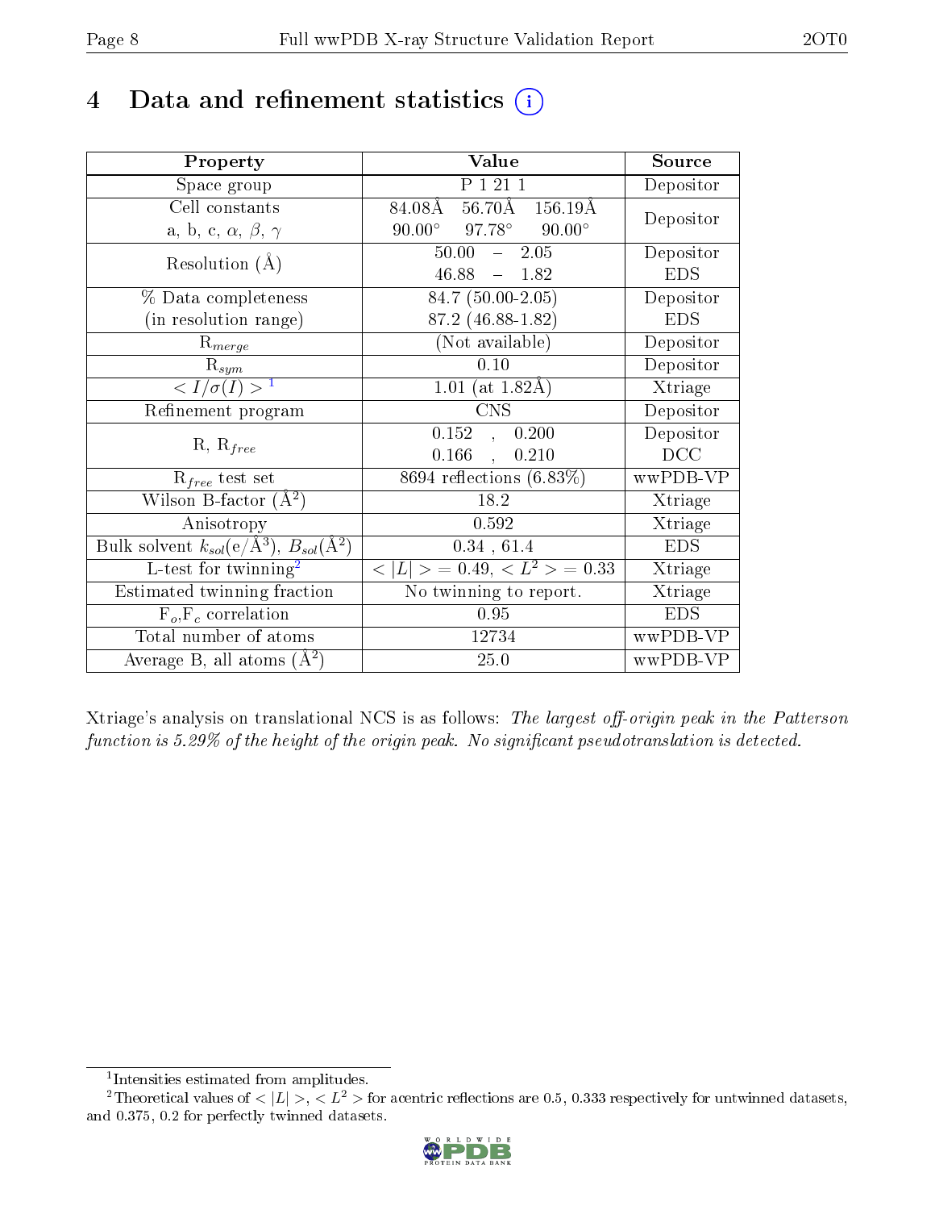# 4 Data and refinement statistics (i)

| Property | Value | Source |
|---|---|---|
| Space group | P 1 21 1 | Depositor |
| Cell constants<br>a, b, c, $\alpha$, $\beta$, $\gamma$ | 84.08Å 56.70Å 156.19Å<br>90.00° 97.78° 90.00° | Depositor |
| Resolution (Å) | 50.00 – 2.05<br>46.88 – 1.82 | Depositor<br>EDS |
| % Data completeness<br>(in resolution range) | 84.7 (50.00-2.05)<br>87.2 (46.88-1.82) | Depositor<br>EDS |
| $R_{merge}$ | (Not available) | Depositor |
| $R_{sym}$ | 0.10 | Depositor |
| $< I/\sigma(I) >$ [1] | 1.01 (at 1.82Å) | Xtriage |
| Refinement program | CNS | Depositor |
| R, $R_{free}$ | 0.152 , 0.200<br>0.166 , 0.210 | Depositor<br>DCC |
| $R_{free}$ test set | 8694 reflections (6.83%) | wwPDB-VP |
| Wilson B-factor (Å$^2$) | 18.2 | Xtriage |
| Anisotropy | 0.592 | Xtriage |
| Bulk solvent $k_{sol}$(e/Å$^3$), $B_{sol}$(Å$^2$) | 0.34 , 61.4 | EDS |
| L-test for twinning[2] | $< \lvert L \rvert >$ = 0.49, $< L^2 >$ = 0.33 | Xtriage |
| Estimated twinning fraction | No twinning to report. | Xtriage |
| $F_o$,$F_c$ correlation | 0.95 | EDS |
| Total number of atoms | 12734 | wwPDB-VP |
| Average B, all atoms (Å$^2$) | 25.0 | wwPDB-VP |

Xtriage's analysis on translational NCS is as follows: *The largest off-origin peak in the Patterson function is 5.29% of the height of the origin peak. No significant pseudotranslation is detected.*

[1] Intensities estimated from amplitudes.

[2] Theoretical values of $< \lvert L \rvert >$, $< L^2 >$ for acentric reflections are 0.5, 0.333 respectively for untwinned datasets, and 0.375, 0.2 for perfectly twinned datasets.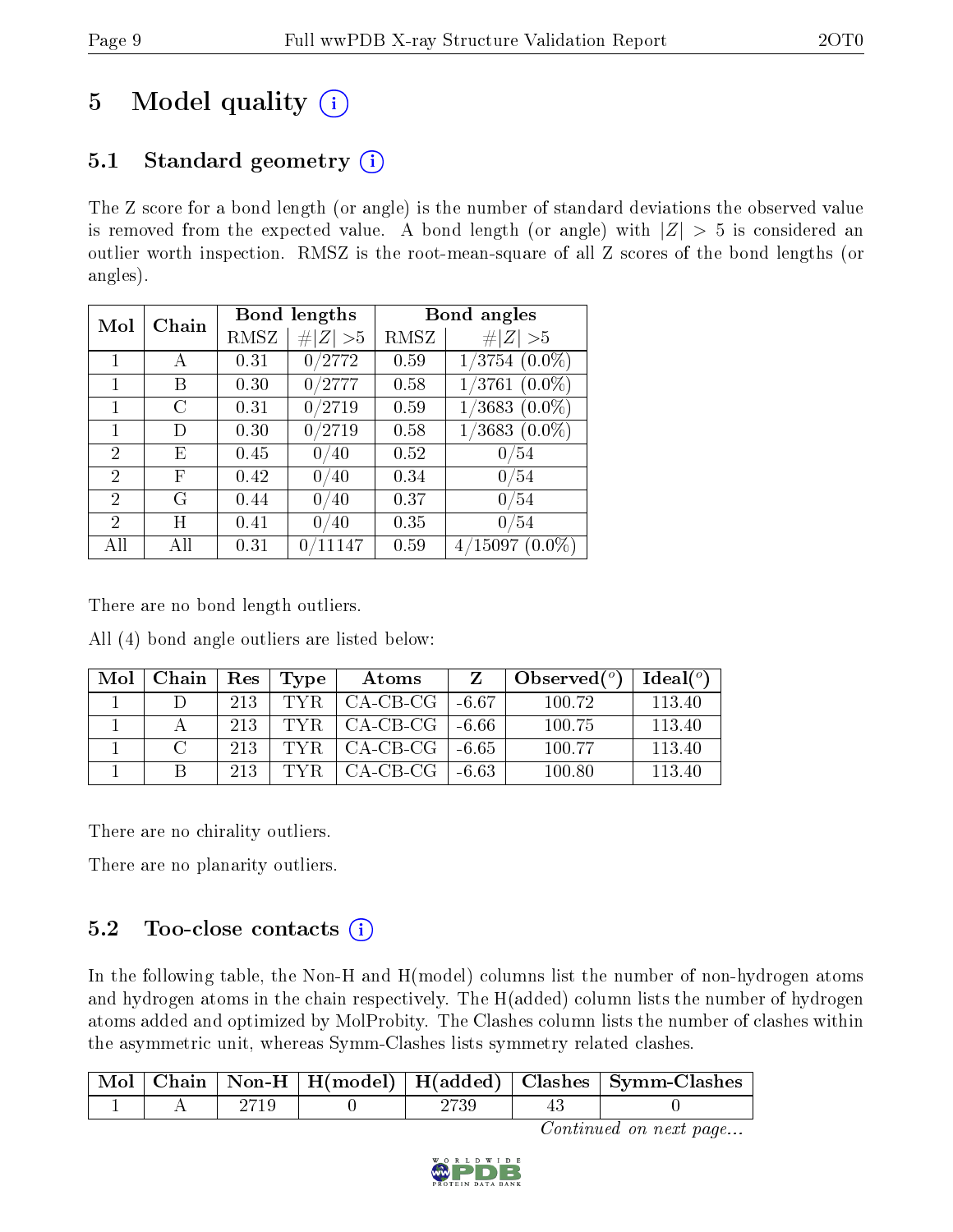# 5 Model quality

## 5.1 Standard geometry

The Z score for a bond length (or angle) is the number of standard deviations the observed value is removed from the expected value. A bond length (or angle) with $|Z| > 5$ is considered an outlier worth inspection. RMSZ is the root-mean-square of all Z scores of the bond lengths (or angles).

| Mol | Chain | Bond lengths | | Bond angles | |
|---|---|---|---|---|---|
| | | RMSZ | #\|Z\| >5 | RMSZ | #\|Z\| >5 |
| 1 | A | 0.31 | 0/2772 | 0.59 | 1/3754 (0.0%) |
| 1 | B | 0.30 | 0/2777 | 0.58 | 1/3761 (0.0%) |
| 1 | C | 0.31 | 0/2719 | 0.59 | 1/3683 (0.0%) |
| 1 | D | 0.30 | 0/2719 | 0.58 | 1/3683 (0.0%) |
| 2 | E | 0.45 | 0/40 | 0.52 | 0/54 |
| 2 | F | 0.42 | 0/40 | 0.34 | 0/54 |
| 2 | G | 0.44 | 0/40 | 0.37 | 0/54 |
| 2 | H | 0.41 | 0/40 | 0.35 | 0/54 |
| All | All | 0.31 | 0/11147 | 0.59 | 4/15097 (0.0%) |

There are no bond length outliers.

All (4) bond angle outliers are listed below:

| Mol | Chain | Res | Type | Atoms | Z | Observed(°) | Ideal(°) |
|---|---|---|---|---|---|---|---|
| 1 | D | 213 | TYR | CA-CB-CG | -6.67 | 100.72 | 113.40 |
| 1 | A | 213 | TYR | CA-CB-CG | -6.66 | 100.75 | 113.40 |
| 1 | C | 213 | TYR | CA-CB-CG | -6.65 | 100.77 | 113.40 |
| 1 | B | 213 | TYR | CA-CB-CG | -6.63 | 100.80 | 113.40 |

There are no chirality outliers.

There are no planarity outliers.

## 5.2 Too-close contacts

In the following table, the Non-H and H(model) columns list the number of non-hydrogen atoms and hydrogen atoms in the chain respectively. The H(added) column lists the number of hydrogen atoms added and optimized by MolProbity. The Clashes column lists the number of clashes within the asymmetric unit, whereas Symm-Clashes lists symmetry related clashes.

| Mol | Chain | Non-H | H(model) | H(added) | Clashes | Symm-Clashes |
|---|---|---|---|---|---|---|
| 1 | A | 2719 | 0 | 2739 | 43 | 0 |

*Continued on next page...*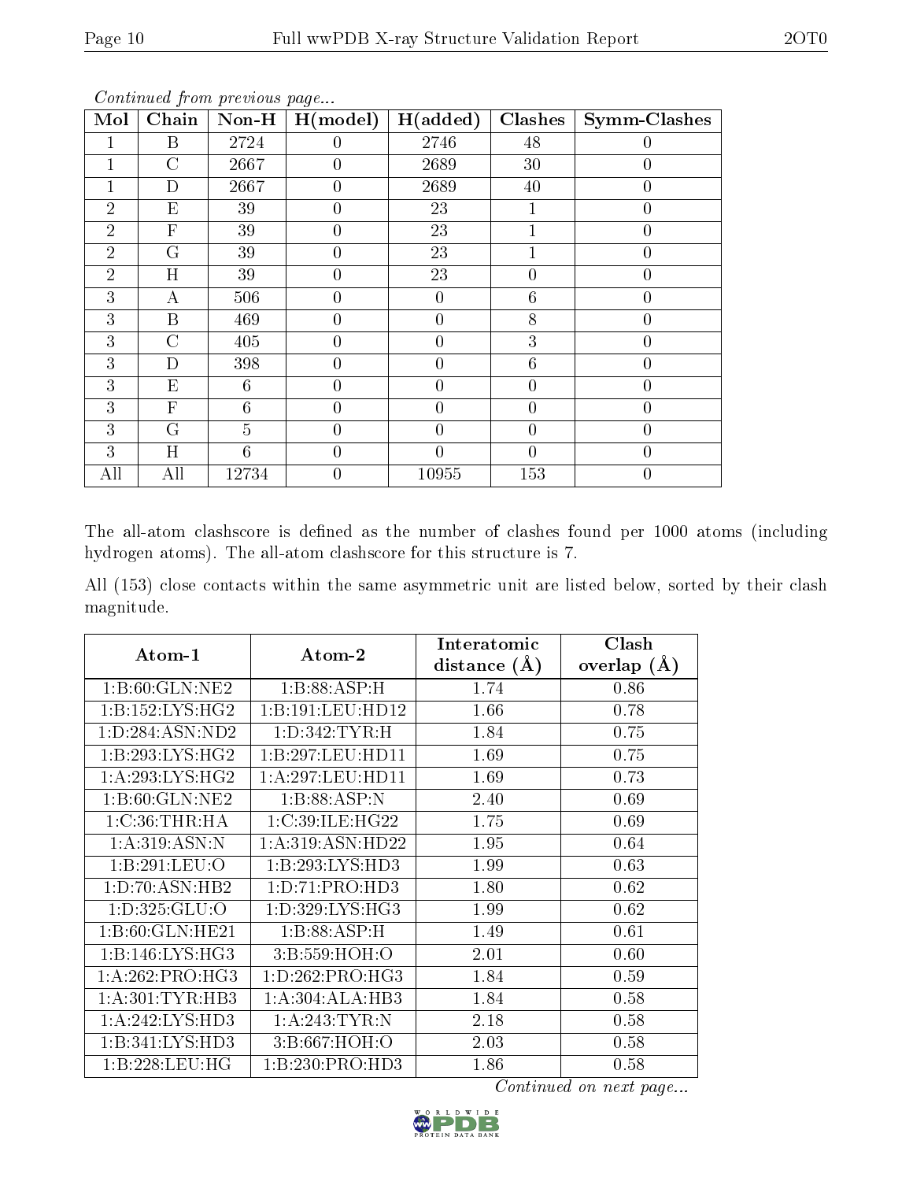*Continued from previous page...*

| Mol | Chain | Non-H | H(model) | H(added) | Clashes | Symm-Clashes |
|---|---|---|---|---|---|---|
| 1 | B | 2724 | 0 | 2746 | 48 | 0 |
| 1 | C | 2667 | 0 | 2689 | 30 | 0 |
| 1 | D | 2667 | 0 | 2689 | 40 | 0 |
| 2 | E | 39 | 0 | 23 | 1 | 0 |
| 2 | F | 39 | 0 | 23 | 1 | 0 |
| 2 | G | 39 | 0 | 23 | 1 | 0 |
| 2 | H | 39 | 0 | 23 | 0 | 0 |
| 3 | A | 506 | 0 | 0 | 6 | 0 |
| 3 | B | 469 | 0 | 0 | 8 | 0 |
| 3 | C | 405 | 0 | 0 | 3 | 0 |
| 3 | D | 398 | 0 | 0 | 6 | 0 |
| 3 | E | 6 | 0 | 0 | 0 | 0 |
| 3 | F | 6 | 0 | 0 | 0 | 0 |
| 3 | G | 5 | 0 | 0 | 0 | 0 |
| 3 | H | 6 | 0 | 0 | 0 | 0 |
| All | All | 12734 | 0 | 10955 | 153 | 0 |

The all-atom clashscore is defined as the number of clashes found per 1000 atoms (including hydrogen atoms). The all-atom clashscore for this structure is 7.

All (153) close contacts within the same asymmetric unit are listed below, sorted by their clash magnitude.

| Atom-1 | Atom-2 | Interatomic distance (Å) | Clash overlap (Å) |
|---|---|---|---|
| 1:B:60:GLN:NE2 | 1:B:88:ASP:H | 1.74 | 0.86 |
| 1:B:152:LYS:HG2 | 1:B:191:LEU:HD12 | 1.66 | 0.78 |
| 1:D:284:ASN:ND2 | 1:D:342:TYR:H | 1.84 | 0.75 |
| 1:B:293:LYS:HG2 | 1:B:297:LEU:HD11 | 1.69 | 0.75 |
| 1:A:293:LYS:HG2 | 1:A:297:LEU:HD11 | 1.69 | 0.73 |
| 1:B:60:GLN:NE2 | 1:B:88:ASP:N | 2.40 | 0.69 |
| 1:C:36:THR:HA | 1:C:39:ILE:HG22 | 1.75 | 0.69 |
| 1:A:319:ASN:N | 1:A:319:ASN:HD22 | 1.95 | 0.64 |
| 1:B:291:LEU:O | 1:B:293:LYS:HD3 | 1.99 | 0.63 |
| 1:D:70:ASN:HB2 | 1:D:71:PRO:HD3 | 1.80 | 0.62 |
| 1:D:325:GLU:O | 1:D:329:LYS:HG3 | 1.99 | 0.62 |
| 1:B:60:GLN:HE21 | 1:B:88:ASP:H | 1.49 | 0.61 |
| 1:B:146:LYS:HG3 | 3:B:559:HOH:O | 2.01 | 0.60 |
| 1:A:262:PRO:HG3 | 1:D:262:PRO:HG3 | 1.84 | 0.59 |
| 1:A:301:TYR:HB3 | 1:A:304:ALA:HB3 | 1.84 | 0.58 |
| 1:A:242:LYS:HD3 | 1:A:243:TYR:N | 2.18 | 0.58 |
| 1:B:341:LYS:HD3 | 3:B:667:HOH:O | 2.03 | 0.58 |
| 1:B:228:LEU:HG | 1:B:230:PRO:HD3 | 1.86 | 0.58 |

*Continued on next page...*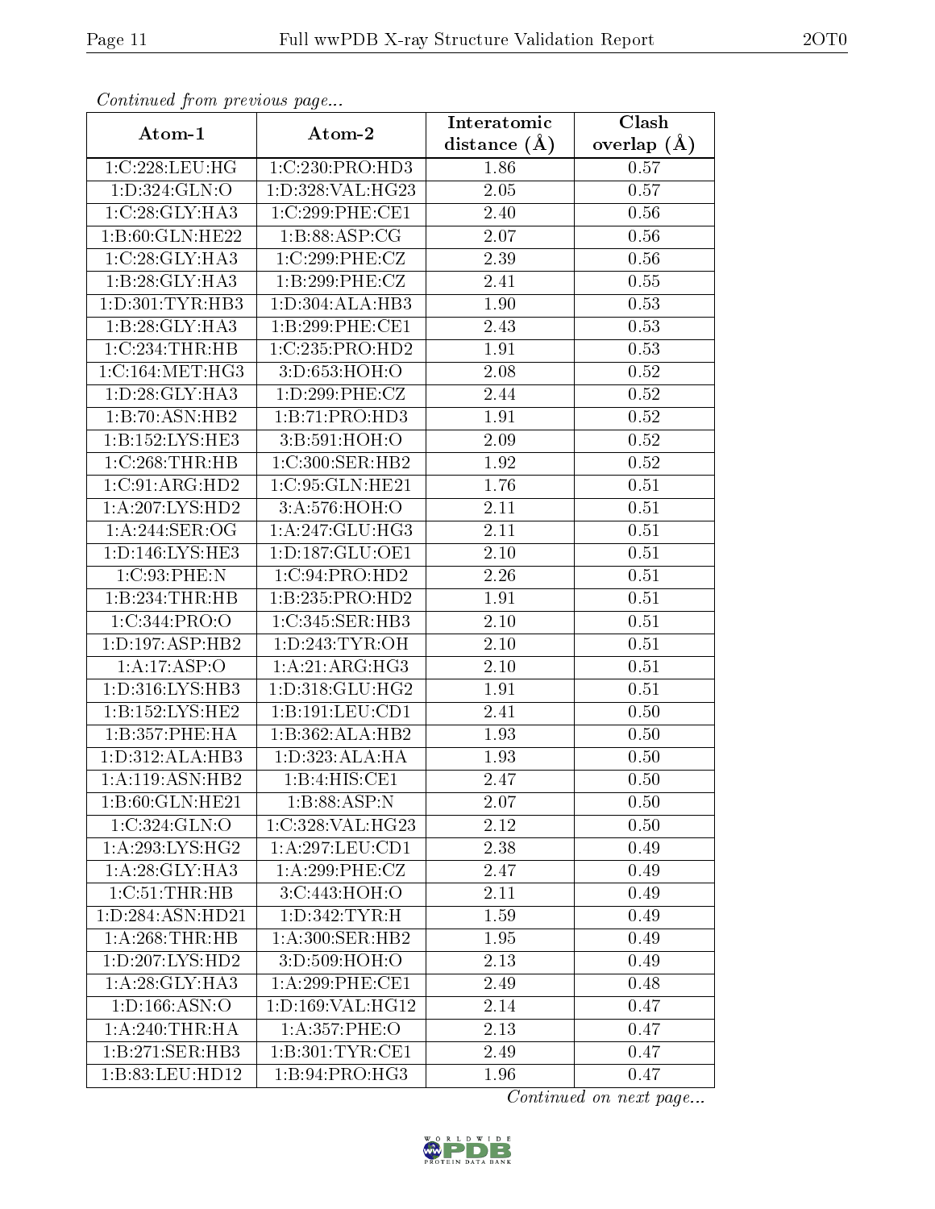*Continued from previous page...*

| Atom-1 | Atom-2 | Interatomic distance (Å) | Clash overlap (Å) |
|---|---|---|---|
| 1:C:228:LEU:HG | 1:C:230:PRO:HD3 | 1.86 | 0.57 |
| 1:D:324:GLN:O | 1:D:328:VAL:HG23 | 2.05 | 0.57 |
| 1:C:28:GLY:HA3 | 1:C:299:PHE:CE1 | 2.40 | 0.56 |
| 1:B:60:GLN:HE22 | 1:B:88:ASP:CG | 2.07 | 0.56 |
| 1:C:28:GLY:HA3 | 1:C:299:PHE:CZ | 2.39 | 0.56 |
| 1:B:28:GLY:HA3 | 1:B:299:PHE:CZ | 2.41 | 0.55 |
| 1:D:301:TYR:HB3 | 1:D:304:ALA:HB3 | 1.90 | 0.53 |
| 1:B:28:GLY:HA3 | 1:B:299:PHE:CE1 | 2.43 | 0.53 |
| 1:C:234:THR:HB | 1:C:235:PRO:HD2 | 1.91 | 0.53 |
| 1:C:164:MET:HG3 | 3:D:653:HOH:O | 2.08 | 0.52 |
| 1:D:28:GLY:HA3 | 1:D:299:PHE:CZ | 2.44 | 0.52 |
| 1:B:70:ASN:HB2 | 1:B:71:PRO:HD3 | 1.91 | 0.52 |
| 1:B:152:LYS:HE3 | 3:B:591:HOH:O | 2.09 | 0.52 |
| 1:C:268:THR:HB | 1:C:300:SER:HB2 | 1.92 | 0.52 |
| 1:C:91:ARG:HD2 | 1:C:95:GLN:HE21 | 1.76 | 0.51 |
| 1:A:207:LYS:HD2 | 3:A:576:HOH:O | 2.11 | 0.51 |
| 1:A:244:SER:OG | 1:A:247:GLU:HG3 | 2.11 | 0.51 |
| 1:D:146:LYS:HE3 | 1:D:187:GLU:OE1 | 2.10 | 0.51 |
| 1:C:93:PHE:N | 1:C:94:PRO:HD2 | 2.26 | 0.51 |
| 1:B:234:THR:HB | 1:B:235:PRO:HD2 | 1.91 | 0.51 |
| 1:C:344:PRO:O | 1:C:345:SER:HB3 | 2.10 | 0.51 |
| 1:D:197:ASP:HB2 | 1:D:243:TYR:OH | 2.10 | 0.51 |
| 1:A:17:ASP:O | 1:A:21:ARG:HG3 | 2.10 | 0.51 |
| 1:D:316:LYS:HB3 | 1:D:318:GLU:HG2 | 1.91 | 0.51 |
| 1:B:152:LYS:HE2 | 1:B:191:LEU:CD1 | 2.41 | 0.50 |
| 1:B:357:PHE:HA | 1:B:362:ALA:HB2 | 1.93 | 0.50 |
| 1:D:312:ALA:HB3 | 1:D:323:ALA:HA | 1.93 | 0.50 |
| 1:A:119:ASN:HB2 | 1:B:4:HIS:CE1 | 2.47 | 0.50 |
| 1:B:60:GLN:HE21 | 1:B:88:ASP:N | 2.07 | 0.50 |
| 1:C:324:GLN:O | 1:C:328:VAL:HG23 | 2.12 | 0.50 |
| 1:A:293:LYS:HG2 | 1:A:297:LEU:CD1 | 2.38 | 0.49 |
| 1:A:28:GLY:HA3 | 1:A:299:PHE:CZ | 2.47 | 0.49 |
| 1:C:51:THR:HB | 3:C:443:HOH:O | 2.11 | 0.49 |
| 1:D:284:ASN:HD21 | 1:D:342:TYR:H | 1.59 | 0.49 |
| 1:A:268:THR:HB | 1:A:300:SER:HB2 | 1.95 | 0.49 |
| 1:D:207:LYS:HD2 | 3:D:509:HOH:O | 2.13 | 0.49 |
| 1:A:28:GLY:HA3 | 1:A:299:PHE:CE1 | 2.49 | 0.48 |
| 1:D:166:ASN:O | 1:D:169:VAL:HG12 | 2.14 | 0.47 |
| 1:A:240:THR:HA | 1:A:357:PHE:O | 2.13 | 0.47 |
| 1:B:271:SER:HB3 | 1:B:301:TYR:CE1 | 2.49 | 0.47 |
| 1:B:83:LEU:HD12 | 1:B:94:PRO:HG3 | 1.96 | 0.47 |

*Continued on next page...*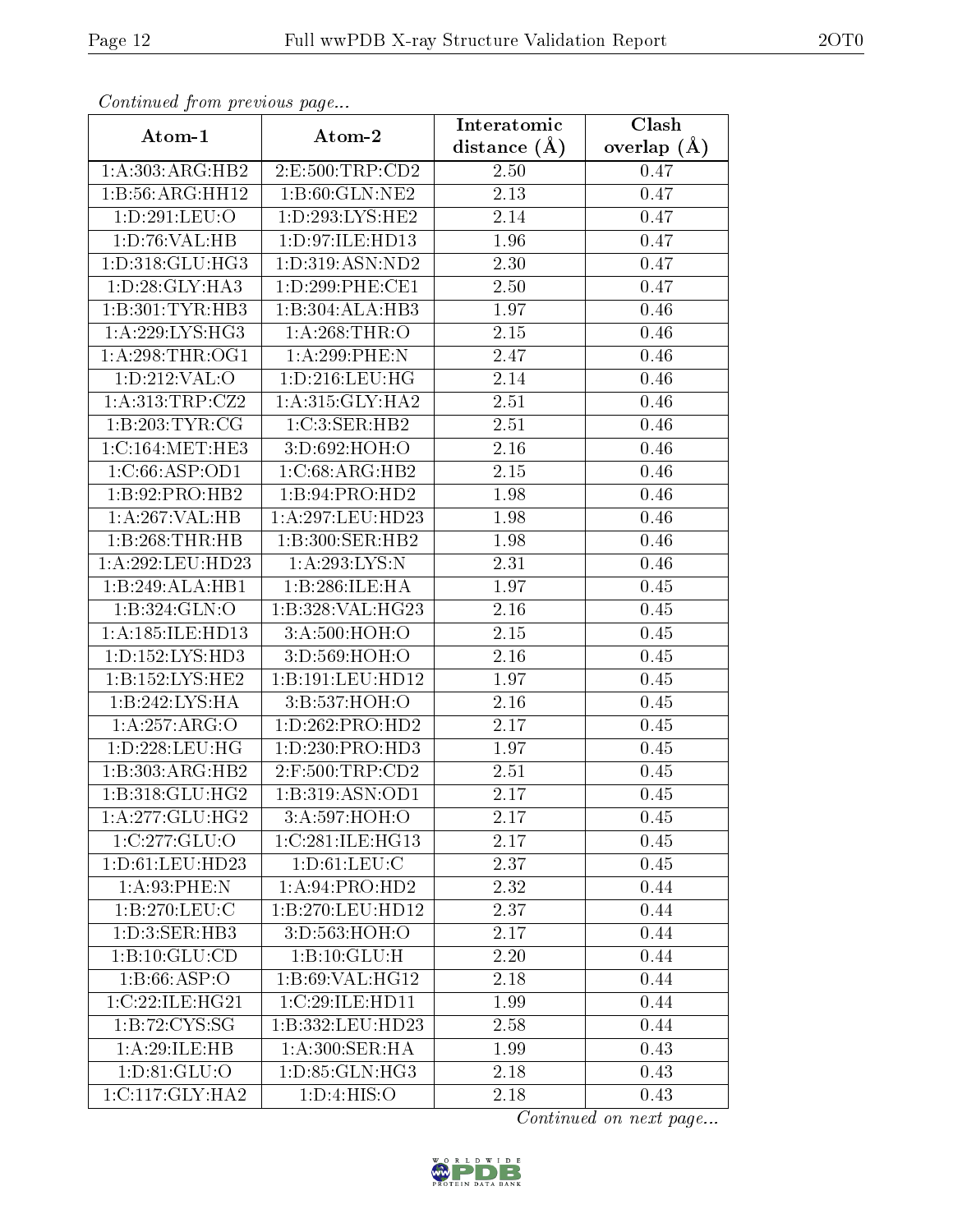*Continued from previous page...*

| Atom-1 | Atom-2 | Interatomic distance (Å) | Clash overlap (Å) |
|---|---|---|---|
| 1:A:303:ARG:HB2 | 2:E:500:TRP:CD2 | 2.50 | 0.47 |
| 1:B:56:ARG:HH12 | 1:B:60:GLN:NE2 | 2.13 | 0.47 |
| 1:D:291:LEU:O | 1:D:293:LYS:HE2 | 2.14 | 0.47 |
| 1:D:76:VAL:HB | 1:D:97:ILE:HD13 | 1.96 | 0.47 |
| 1:D:318:GLU:HG3 | 1:D:319:ASN:ND2 | 2.30 | 0.47 |
| 1:D:28:GLY:HA3 | 1:D:299:PHE:CE1 | 2.50 | 0.47 |
| 1:B:301:TYR:HB3 | 1:B:304:ALA:HB3 | 1.97 | 0.46 |
| 1:A:229:LYS:HG3 | 1:A:268:THR:O | 2.15 | 0.46 |
| 1:A:298:THR:OG1 | 1:A:299:PHE:N | 2.47 | 0.46 |
| 1:D:212:VAL:O | 1:D:216:LEU:HG | 2.14 | 0.46 |
| 1:A:313:TRP:CZ2 | 1:A:315:GLY:HA2 | 2.51 | 0.46 |
| 1:B:203:TYR:CG | 1:C:3:SER:HB2 | 2.51 | 0.46 |
| 1:C:164:MET:HE3 | 3:D:692:HOH:O | 2.16 | 0.46 |
| 1:C:66:ASP:OD1 | 1:C:68:ARG:HB2 | 2.15 | 0.46 |
| 1:B:92:PRO:HB2 | 1:B:94:PRO:HD2 | 1.98 | 0.46 |
| 1:A:267:VAL:HB | 1:A:297:LEU:HD23 | 1.98 | 0.46 |
| 1:B:268:THR:HB | 1:B:300:SER:HB2 | 1.98 | 0.46 |
| 1:A:292:LEU:HD23 | 1:A:293:LYS:N | 2.31 | 0.46 |
| 1:B:249:ALA:HB1 | 1:B:286:ILE:HA | 1.97 | 0.45 |
| 1:B:324:GLN:O | 1:B:328:VAL:HG23 | 2.16 | 0.45 |
| 1:A:185:ILE:HD13 | 3:A:500:HOH:O | 2.15 | 0.45 |
| 1:D:152:LYS:HD3 | 3:D:569:HOH:O | 2.16 | 0.45 |
| 1:B:152:LYS:HE2 | 1:B:191:LEU:HD12 | 1.97 | 0.45 |
| 1:B:242:LYS:HA | 3:B:537:HOH:O | 2.16 | 0.45 |
| 1:A:257:ARG:O | 1:D:262:PRO:HD2 | 2.17 | 0.45 |
| 1:D:228:LEU:HG | 1:D:230:PRO:HD3 | 1.97 | 0.45 |
| 1:B:303:ARG:HB2 | 2:F:500:TRP:CD2 | 2.51 | 0.45 |
| 1:B:318:GLU:HG2 | 1:B:319:ASN:OD1 | 2.17 | 0.45 |
| 1:A:277:GLU:HG2 | 3:A:597:HOH:O | 2.17 | 0.45 |
| 1:C:277:GLU:O | 1:C:281:ILE:HG13 | 2.17 | 0.45 |
| 1:D:61:LEU:HD23 | 1:D:61:LEU:C | 2.37 | 0.45 |
| 1:A:93:PHE:N | 1:A:94:PRO:HD2 | 2.32 | 0.44 |
| 1:B:270:LEU:C | 1:B:270:LEU:HD12 | 2.37 | 0.44 |
| 1:D:3:SER:HB3 | 3:D:563:HOH:O | 2.17 | 0.44 |
| 1:B:10:GLU:CD | 1:B:10:GLU:H | 2.20 | 0.44 |
| 1:B:66:ASP:O | 1:B:69:VAL:HG12 | 2.18 | 0.44 |
| 1:C:22:ILE:HG21 | 1:C:29:ILE:HD11 | 1.99 | 0.44 |
| 1:B:72:CYS:SG | 1:B:332:LEU:HD23 | 2.58 | 0.44 |
| 1:A:29:ILE:HB | 1:A:300:SER:HA | 1.99 | 0.43 |
| 1:D:81:GLU:O | 1:D:85:GLN:HG3 | 2.18 | 0.43 |
| 1:C:117:GLY:HA2 | 1:D:4:HIS:O | 2.18 | 0.43 |

*Continued on next page...*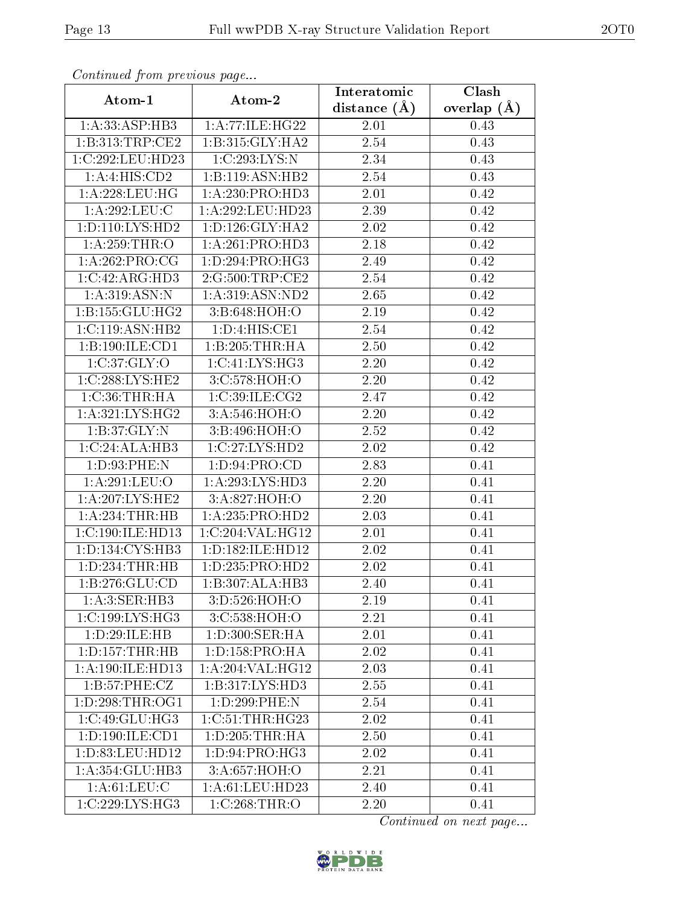*Continued from previous page...*

| Atom-1 | Atom-2 | Interatomic distance (Å) | Clash overlap (Å) |
| --- | --- | --- | --- |
| 1:A:33:ASP:HB3 | 1:A:77:ILE:HG22 | 2.01 | 0.43 |
| 1:B:313:TRP:CE2 | 1:B:315:GLY:HA2 | 2.54 | 0.43 |
| 1:C:292:LEU:HD23 | 1:C:293:LYS:N | 2.34 | 0.43 |
| 1:A:4:HIS:CD2 | 1:B:119:ASN:HB2 | 2.54 | 0.43 |
| 1:A:228:LEU:HG | 1:A:230:PRO:HD3 | 2.01 | 0.42 |
| 1:A:292:LEU:C | 1:A:292:LEU:HD23 | 2.39 | 0.42 |
| 1:D:110:LYS:HD2 | 1:D:126:GLY:HA2 | 2.02 | 0.42 |
| 1:A:259:THR:O | 1:A:261:PRO:HD3 | 2.18 | 0.42 |
| 1:A:262:PRO:CG | 1:D:294:PRO:HG3 | 2.49 | 0.42 |
| 1:C:42:ARG:HD3 | 2:G:500:TRP:CE2 | 2.54 | 0.42 |
| 1:A:319:ASN:N | 1:A:319:ASN:ND2 | 2.65 | 0.42 |
| 1:B:155:GLU:HG2 | 3:B:648:HOH:O | 2.19 | 0.42 |
| 1:C:119:ASN:HB2 | 1:D:4:HIS:CE1 | 2.54 | 0.42 |
| 1:B:190:ILE:CD1 | 1:B:205:THR:HA | 2.50 | 0.42 |
| 1:C:37:GLY:O | 1:C:41:LYS:HG3 | 2.20 | 0.42 |
| 1:C:288:LYS:HE2 | 3:C:578:HOH:O | 2.20 | 0.42 |
| 1:C:36:THR:HA | 1:C:39:ILE:CG2 | 2.47 | 0.42 |
| 1:A:321:LYS:HG2 | 3:A:546:HOH:O | 2.20 | 0.42 |
| 1:B:37:GLY:N | 3:B:496:HOH:O | 2.52 | 0.42 |
| 1:C:24:ALA:HB3 | 1:C:27:LYS:HD2 | 2.02 | 0.42 |
| 1:D:93:PHE:N | 1:D:94:PRO:CD | 2.83 | 0.41 |
| 1:A:291:LEU:O | 1:A:293:LYS:HD3 | 2.20 | 0.41 |
| 1:A:207:LYS:HE2 | 3:A:827:HOH:O | 2.20 | 0.41 |
| 1:A:234:THR:HB | 1:A:235:PRO:HD2 | 2.03 | 0.41 |
| 1:C:190:ILE:HD13 | 1:C:204:VAL:HG12 | 2.01 | 0.41 |
| 1:D:134:CYS:HB3 | 1:D:182:ILE:HD12 | 2.02 | 0.41 |
| 1:D:234:THR:HB | 1:D:235:PRO:HD2 | 2.02 | 0.41 |
| 1:B:276:GLU:CD | 1:B:307:ALA:HB3 | 2.40 | 0.41 |
| 1:A:3:SER:HB3 | 3:D:526:HOH:O | 2.19 | 0.41 |
| 1:C:199:LYS:HG3 | 3:C:538:HOH:O | 2.21 | 0.41 |
| 1:D:29:ILE:HB | 1:D:300:SER:HA | 2.01 | 0.41 |
| 1:D:157:THR:HB | 1:D:158:PRO:HA | 2.02 | 0.41 |
| 1:A:190:ILE:HD13 | 1:A:204:VAL:HG12 | 2.03 | 0.41 |
| 1:B:57:PHE:CZ | 1:B:317:LYS:HD3 | 2.55 | 0.41 |
| 1:D:298:THR:OG1 | 1:D:299:PHE:N | 2.54 | 0.41 |
| 1:C:49:GLU:HG3 | 1:C:51:THR:HG23 | 2.02 | 0.41 |
| 1:D:190:ILE:CD1 | 1:D:205:THR:HA | 2.50 | 0.41 |
| 1:D:83:LEU:HD12 | 1:D:94:PRO:HG3 | 2.02 | 0.41 |
| 1:A:354:GLU:HB3 | 3:A:657:HOH:O | 2.21 | 0.41 |
| 1:A:61:LEU:C | 1:A:61:LEU:HD23 | 2.40 | 0.41 |
| 1:C:229:LYS:HG3 | 1:C:268:THR:O | 2.20 | 0.41 |

*Continued on next page...*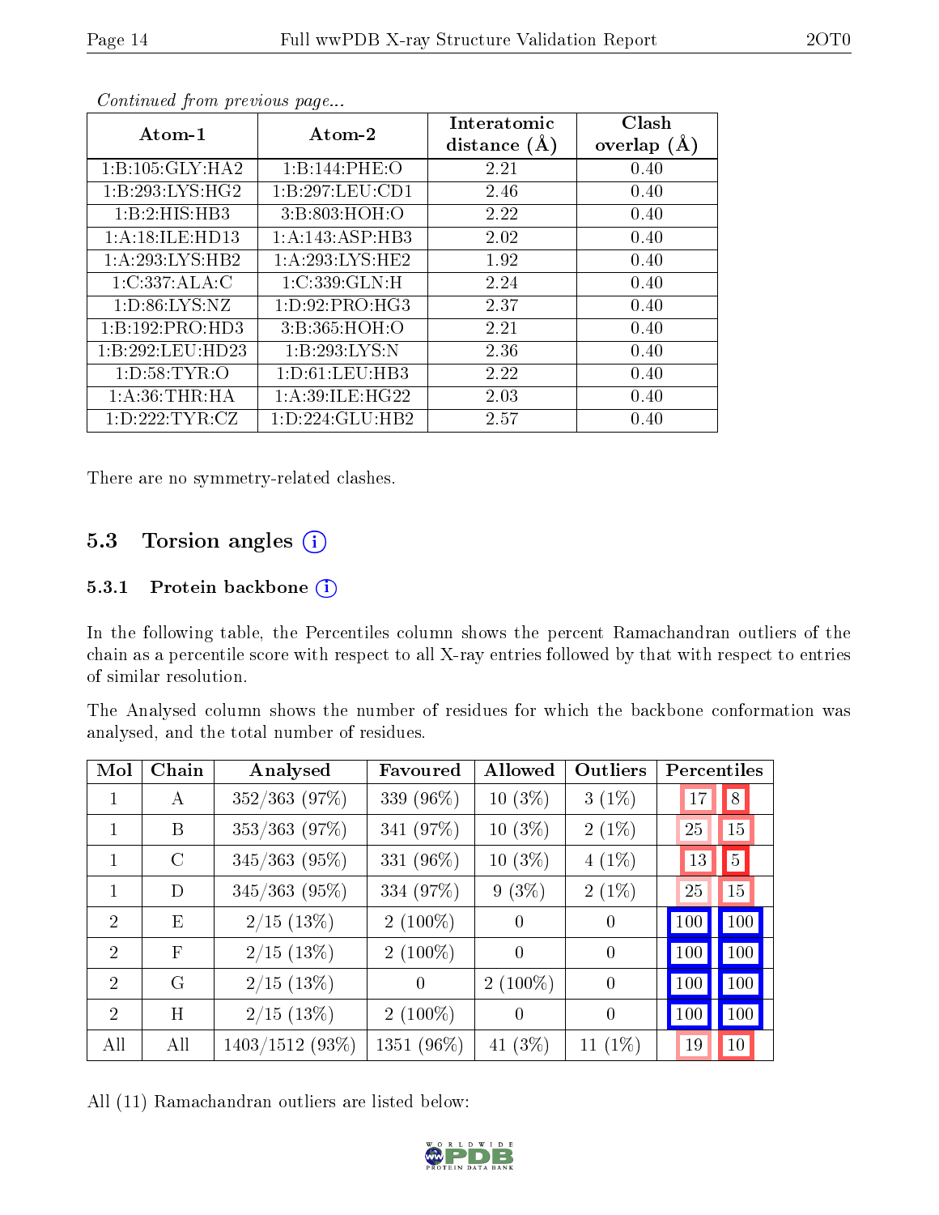*Continued from previous page...*

| Atom-1 | Atom-2 | Interatomic distance (Å) | Clash overlap (Å) |
|---|---|---|---|
| 1:B:105:GLY:HA2 | 1:B:144:PHE:O | 2.21 | 0.40 |
| 1:B:293:LYS:HG2 | 1:B:297:LEU:CD1 | 2.46 | 0.40 |
| 1:B:2:HIS:HB3 | 3:B:803:HOH:O | 2.22 | 0.40 |
| 1:A:18:ILE:HD13 | 1:A:143:ASP:HB3 | 2.02 | 0.40 |
| 1:A:293:LYS:HB2 | 1:A:293:LYS:HE2 | 1.92 | 0.40 |
| 1:C:337:ALA:C | 1:C:339:GLN:H | 2.24 | 0.40 |
| 1:D:86:LYS:NZ | 1:D:92:PRO:HG3 | 2.37 | 0.40 |
| 1:B:192:PRO:HD3 | 3:B:365:HOH:O | 2.21 | 0.40 |
| 1:B:292:LEU:HD23 | 1:B:293:LYS:N | 2.36 | 0.40 |
| 1:D:58:TYR:O | 1:D:61:LEU:HB3 | 2.22 | 0.40 |
| 1:A:36:THR:HA | 1:A:39:ILE:HG22 | 2.03 | 0.40 |
| 1:D:222:TYR:CZ | 1:D:224:GLU:HB2 | 2.57 | 0.40 |

There are no symmetry-related clashes.

## 5.3 Torsion angles

### 5.3.1 Protein backbone

In the following table, the Percentiles column shows the percent Ramachandran outliers of the chain as a percentile score with respect to all X-ray entries followed by that with respect to entries of similar resolution.

The Analysed column shows the number of residues for which the backbone conformation was analysed, and the total number of residues.

| Mol | Chain | Analysed | Favoured | Allowed | Outliers | Percentiles | |
|---|---|---|---|---|---|---|---|
| 1 | A | 352/363 (97%) | 339 (96%) | 10 (3%) | 3 (1%) | 17 | 8 |
| 1 | B | 353/363 (97%) | 341 (97%) | 10 (3%) | 2 (1%) | 25 | 15 |
| 1 | C | 345/363 (95%) | 331 (96%) | 10 (3%) | 4 (1%) | 13 | 5 |
| 1 | D | 345/363 (95%) | 334 (97%) | 9 (3%) | 2 (1%) | 25 | 15 |
| 2 | E | 2/15 (13%) | 2 (100%) | 0 | 0 | 100 | 100 |
| 2 | F | 2/15 (13%) | 2 (100%) | 0 | 0 | 100 | 100 |
| 2 | G | 2/15 (13%) | 0 | 2 (100%) | 0 | 100 | 100 |
| 2 | H | 2/15 (13%) | 2 (100%) | 0 | 0 | 100 | 100 |
| All | All | 1403/1512 (93%) | 1351 (96%) | 41 (3%) | 11 (1%) | 19 | 10 |

All (11) Ramachandran outliers are listed below: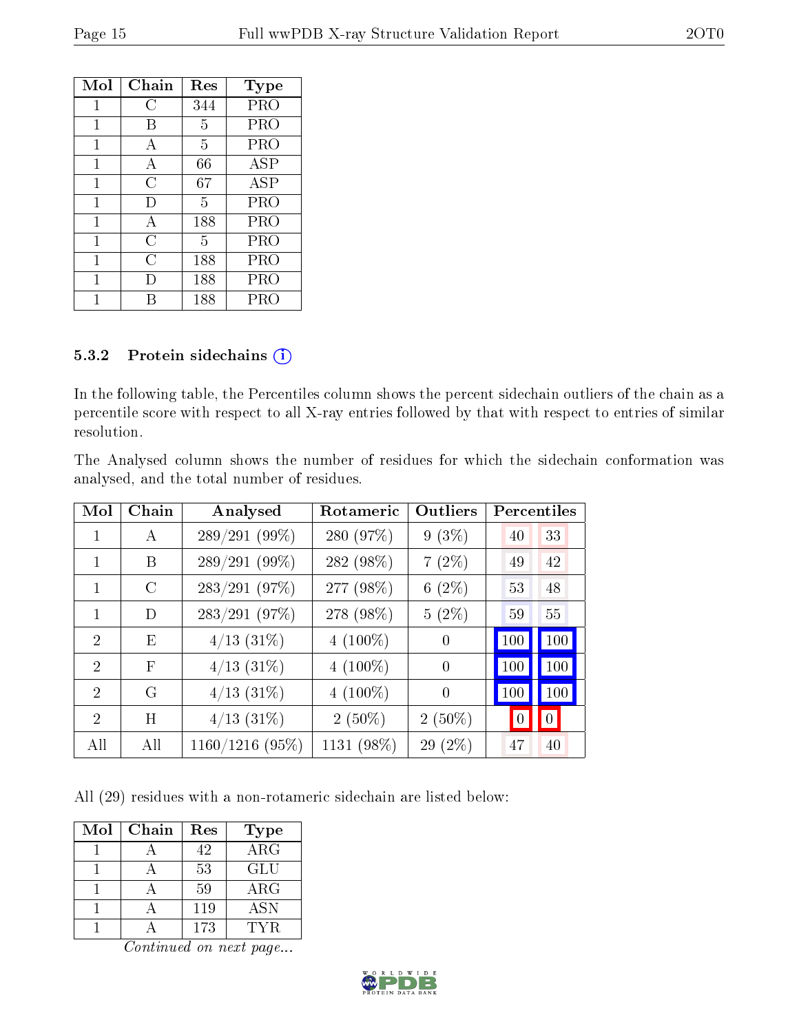| Mol | Chain | Res | Type |
|---|---|---|---|
| 1 | C | 344 | PRO |
| 1 | B | 5 | PRO |
| 1 | A | 5 | PRO |
| 1 | A | 66 | ASP |
| 1 | C | 67 | ASP |
| 1 | D | 5 | PRO |
| 1 | A | 188 | PRO |
| 1 | C | 5 | PRO |
| 1 | C | 188 | PRO |
| 1 | D | 188 | PRO |
| 1 | B | 188 | PRO |

### 5.3.2 Protein sidechains

In the following table, the Percentiles column shows the percent sidechain outliers of the chain as a percentile score with respect to all X-ray entries followed by that with respect to entries of similar resolution.

The Analysed column shows the number of residues for which the sidechain conformation was analysed, and the total number of residues.

| Mol | Chain | Analysed | Rotameric | Outliers | Percentiles | |
|---|---|---|---|---|---|---|
| 1 | A | 289/291 (99%) | 280 (97%) | 9 (3%) | 40 | 33 |
| 1 | B | 289/291 (99%) | 282 (98%) | 7 (2%) | 49 | 42 |
| 1 | C | 283/291 (97%) | 277 (98%) | 6 (2%) | 53 | 48 |
| 1 | D | 283/291 (97%) | 278 (98%) | 5 (2%) | 59 | 55 |
| 2 | E | 4/13 (31%) | 4 (100%) | 0 | 100 | 100 |
| 2 | F | 4/13 (31%) | 4 (100%) | 0 | 100 | 100 |
| 2 | G | 4/13 (31%) | 4 (100%) | 0 | 100 | 100 |
| 2 | H | 4/13 (31%) | 2 (50%) | 2 (50%) | 0 | 0 |
| All | All | 1160/1216 (95%) | 1131 (98%) | 29 (2%) | 47 | 40 |

All (29) residues with a non-rotameric sidechain are listed below:

| Mol | Chain | Res | Type |
|---|---|---|---|
| 1 | A | 42 | ARG |
| 1 | A | 53 | GLU |
| 1 | A | 59 | ARG |
| 1 | A | 119 | ASN |
| 1 | A | 173 | TYR |

*Continued on next page...*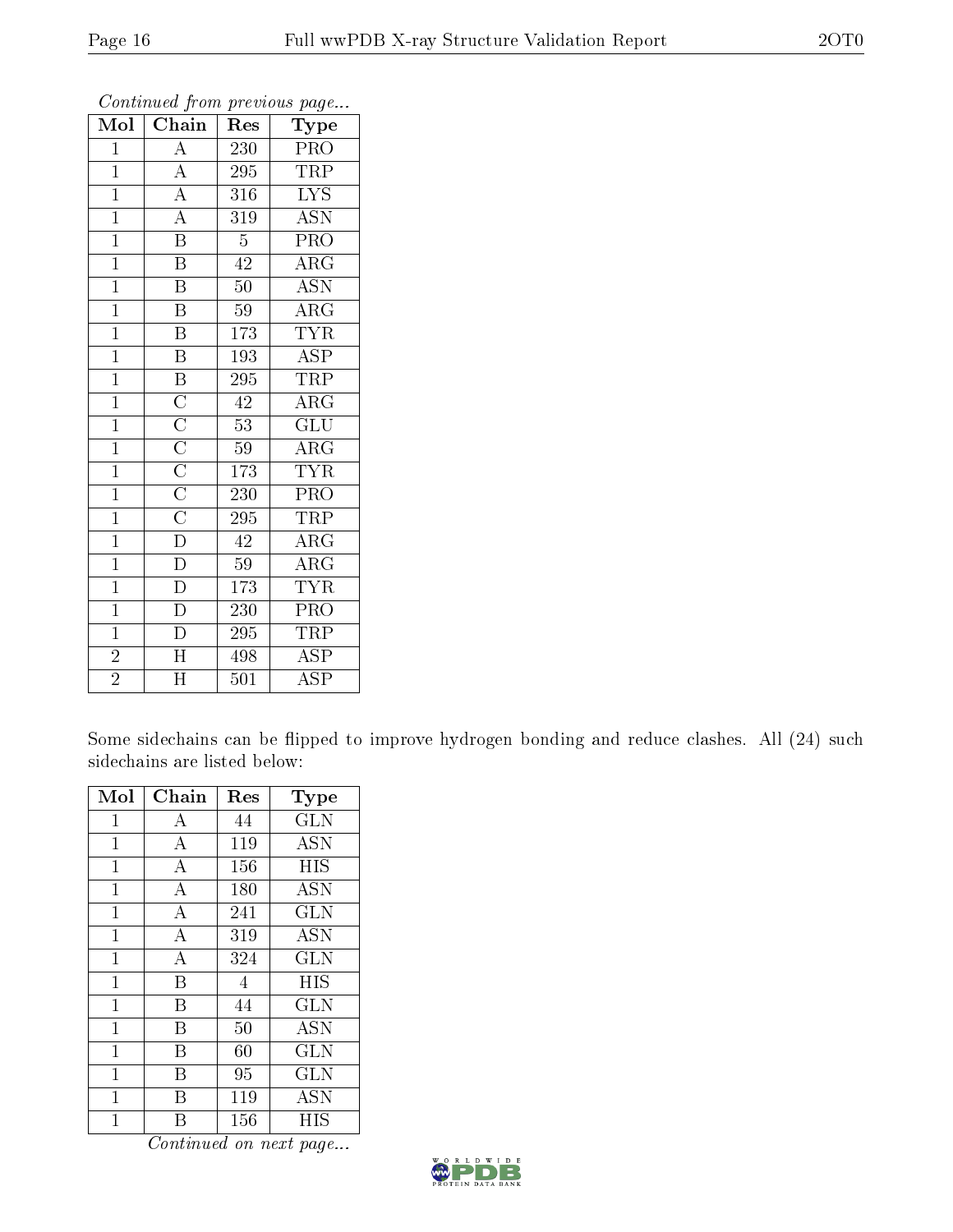*Continued from previous page...*

| Mol | Chain | Res | Type |
|---|---|---|---|
| 1 | A | 230 | PRO |
| 1 | A | 295 | TRP |
| 1 | A | 316 | LYS |
| 1 | A | 319 | ASN |
| 1 | B | 5 | PRO |
| 1 | B | 42 | ARG |
| 1 | B | 50 | ASN |
| 1 | B | 59 | ARG |
| 1 | B | 173 | TYR |
| 1 | B | 193 | ASP |
| 1 | B | 295 | TRP |
| 1 | C | 42 | ARG |
| 1 | C | 53 | GLU |
| 1 | C | 59 | ARG |
| 1 | C | 173 | TYR |
| 1 | C | 230 | PRO |
| 1 | C | 295 | TRP |
| 1 | D | 42 | ARG |
| 1 | D | 59 | ARG |
| 1 | D | 173 | TYR |
| 1 | D | 230 | PRO |
| 1 | D | 295 | TRP |
| 2 | H | 498 | ASP |
| 2 | H | 501 | ASP |

Some sidechains can be flipped to improve hydrogen bonding and reduce clashes. All (24) such sidechains are listed below:

| Mol | Chain | Res | Type |
|---|---|---|---|
| 1 | A | 44 | GLN |
| 1 | A | 119 | ASN |
| 1 | A | 156 | HIS |
| 1 | A | 180 | ASN |
| 1 | A | 241 | GLN |
| 1 | A | 319 | ASN |
| 1 | A | 324 | GLN |
| 1 | B | 4 | HIS |
| 1 | B | 44 | GLN |
| 1 | B | 50 | ASN |
| 1 | B | 60 | GLN |
| 1 | B | 95 | GLN |
| 1 | B | 119 | ASN |
| 1 | B | 156 | HIS |

*Continued on next page...*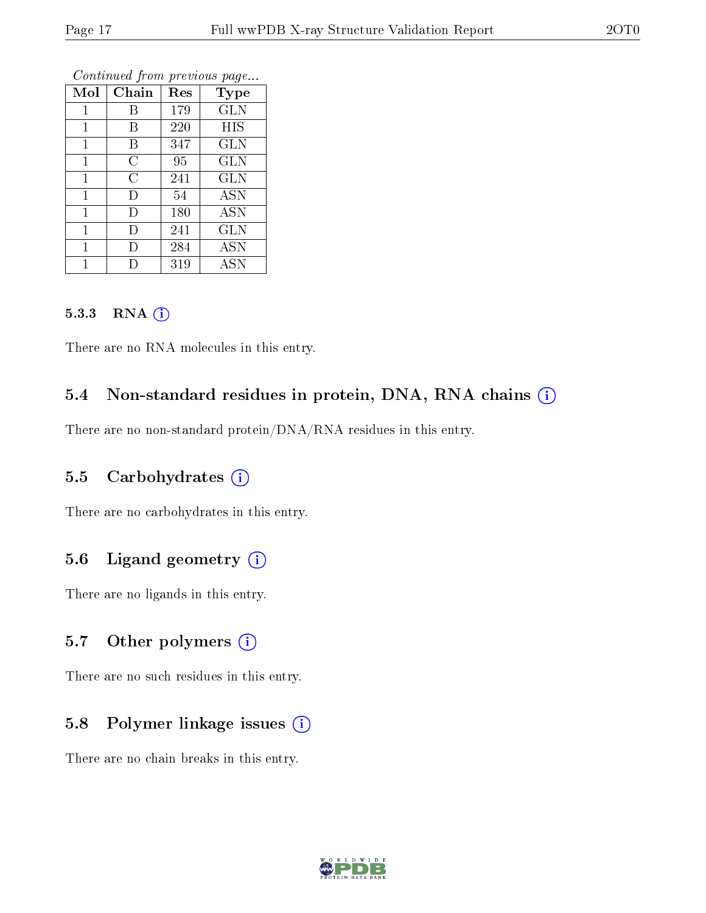*Continued from previous page...*

| Mol | Chain | Res | Type |
|---|---|---|---|
| 1 | B | 179 | GLN |
| 1 | B | 220 | HIS |
| 1 | B | 347 | GLN |
| 1 | C | 95 | GLN |
| 1 | C | 241 | GLN |
| 1 | D | 54 | ASN |
| 1 | D | 180 | ASN |
| 1 | D | 241 | GLN |
| 1 | D | 284 | ASN |
| 1 | D | 319 | ASN |

#### 5.3.3 RNA (i)

There are no RNA molecules in this entry.

### 5.4 Non-standard residues in protein, DNA, RNA chains (i)

There are no non-standard protein/DNA/RNA residues in this entry.

### 5.5 Carbohydrates (i)

There are no carbohydrates in this entry.

### 5.6 Ligand geometry (i)

There are no ligands in this entry.

### 5.7 Other polymers (i)

There are no such residues in this entry.

### 5.8 Polymer linkage issues (i)

There are no chain breaks in this entry.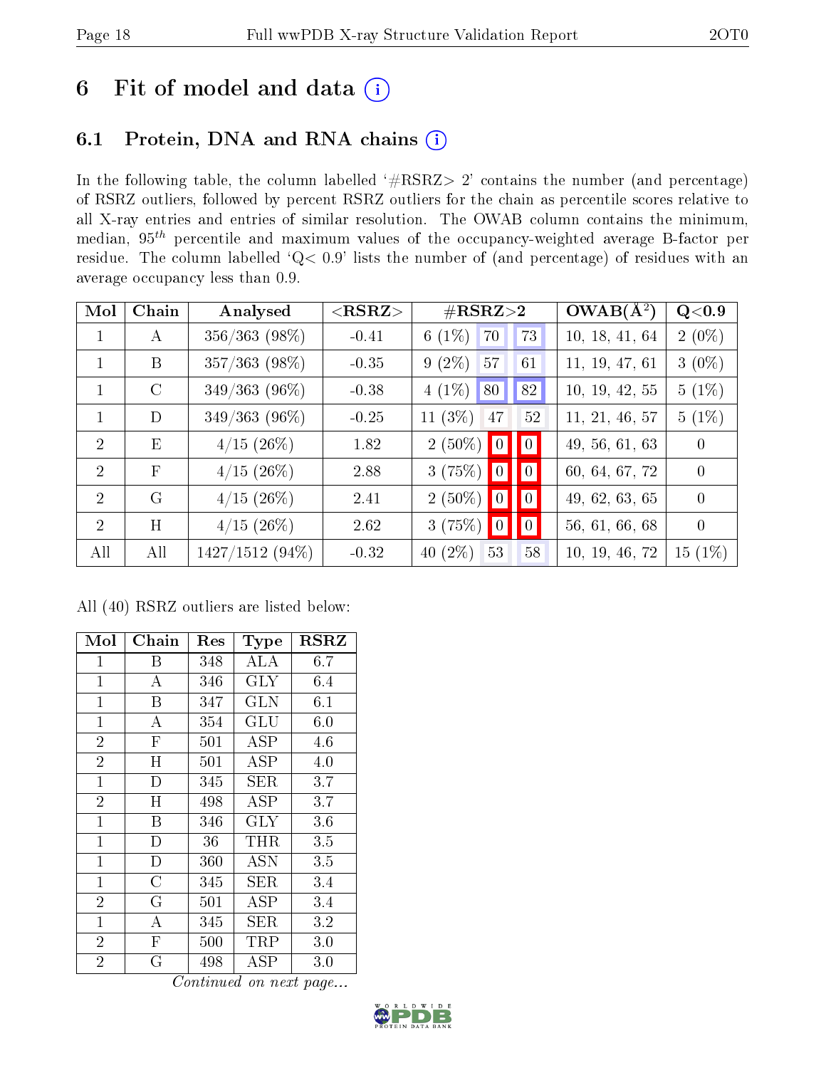# 6 Fit of model and data ⓘ

## 6.1 Protein, DNA and RNA chains ⓘ

In the following table, the column labelled '#RSRZ> 2' contains the number (and percentage) of RSRZ outliers, followed by percent RSRZ outliers for the chain as percentile scores relative to all X-ray entries and entries of similar resolution. The OWAB column contains the minimum, median, $95^{th}$ percentile and maximum values of the occupancy-weighted average B-factor per residue. The column labelled 'Q< 0.9' lists the number of (and percentage) of residues with an average occupancy less than 0.9.

| Mol | Chain | Analysed | <RSRZ> | #RSRZ>2 | | | OWAB(Å$^2$) | Q<0.9 |
|---|---|---|---|---|---|---|---|---|
| 1 | A | 356/363 (98%) | -0.41 | 6 (1%) | 70 | 73 | 10, 18, 41, 64 | 2 (0%) |
| 1 | B | 357/363 (98%) | -0.35 | 9 (2%) | 57 | 61 | 11, 19, 47, 61 | 3 (0%) |
| 1 | C | 349/363 (96%) | -0.38 | 4 (1%) | 80 | 82 | 10, 19, 42, 55 | 5 (1%) |
| 1 | D | 349/363 (96%) | -0.25 | 11 (3%) | 47 | 52 | 11, 21, 46, 57 | 5 (1%) |
| 2 | E | 4/15 (26%) | 1.82 | 2 (50%) | 0 | 0 | 49, 56, 61, 63 | 0 |
| 2 | F | 4/15 (26%) | 2.88 | 3 (75%) | 0 | 0 | 60, 64, 67, 72 | 0 |
| 2 | G | 4/15 (26%) | 2.41 | 2 (50%) | 0 | 0 | 49, 62, 63, 65 | 0 |
| 2 | H | 4/15 (26%) | 2.62 | 3 (75%) | 0 | 0 | 56, 61, 66, 68 | 0 |
| All | All | 1427/1512 (94%) | -0.32 | 40 (2%) | 53 | 58 | 10, 19, 46, 72 | 15 (1%) |

All (40) RSRZ outliers are listed below:

| Mol | Chain | Res | Type | RSRZ |
|---|---|---|---|---|
| 1 | B | 348 | ALA | 6.7 |
| 1 | A | 346 | GLY | 6.4 |
| 1 | B | 347 | GLN | 6.1 |
| 1 | A | 354 | GLU | 6.0 |
| 2 | F | 501 | ASP | 4.6 |
| 2 | H | 501 | ASP | 4.0 |
| 1 | D | 345 | SER | 3.7 |
| 2 | H | 498 | ASP | 3.7 |
| 1 | B | 346 | GLY | 3.6 |
| 1 | D | 36 | THR | 3.5 |
| 1 | D | 360 | ASN | 3.5 |
| 1 | C | 345 | SER | 3.4 |
| 2 | G | 501 | ASP | 3.4 |
| 1 | A | 345 | SER | 3.2 |
| 2 | F | 500 | TRP | 3.0 |
| 2 | G | 498 | ASP | 3.0 |

*Continued on next page...*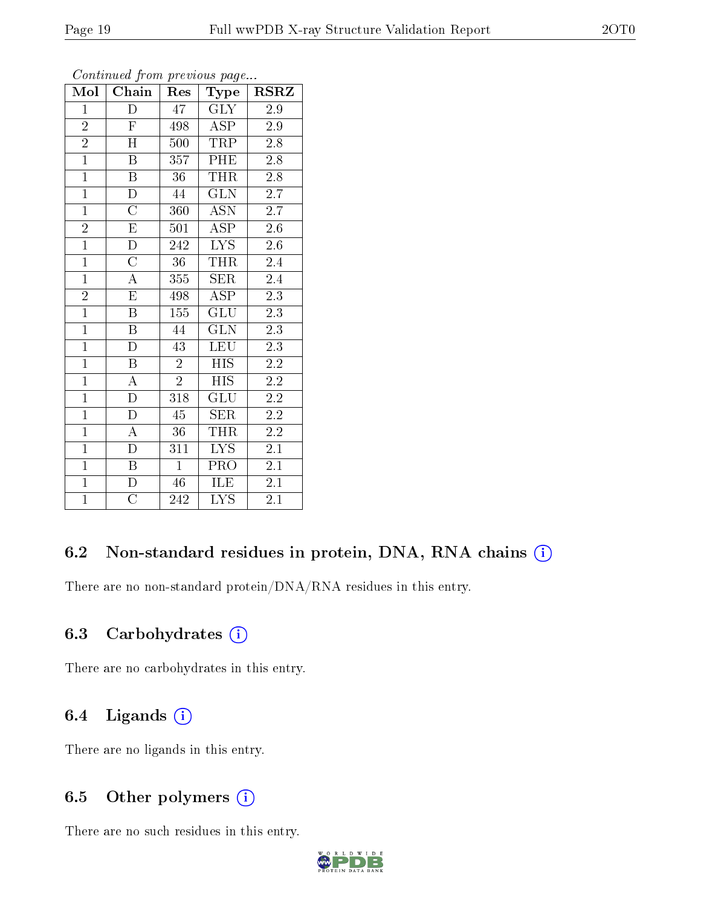*Continued from previous page...*

| Mol | Chain | Res | Type | RSRZ |
|---|---|---|---|---|
| 1 | D | 47 | GLY | 2.9 |
| 2 | F | 498 | ASP | 2.9 |
| 2 | H | 500 | TRP | 2.8 |
| 1 | B | 357 | PHE | 2.8 |
| 1 | B | 36 | THR | 2.8 |
| 1 | D | 44 | GLN | 2.7 |
| 1 | C | 360 | ASN | 2.7 |
| 2 | E | 501 | ASP | 2.6 |
| 1 | D | 242 | LYS | 2.6 |
| 1 | C | 36 | THR | 2.4 |
| 1 | A | 355 | SER | 2.4 |
| 2 | E | 498 | ASP | 2.3 |
| 1 | B | 155 | GLU | 2.3 |
| 1 | B | 44 | GLN | 2.3 |
| 1 | D | 43 | LEU | 2.3 |
| 1 | B | 2 | HIS | 2.2 |
| 1 | A | 2 | HIS | 2.2 |
| 1 | D | 318 | GLU | 2.2 |
| 1 | D | 45 | SER | 2.2 |
| 1 | A | 36 | THR | 2.2 |
| 1 | D | 311 | LYS | 2.1 |
| 1 | B | 1 | PRO | 2.1 |
| 1 | D | 46 | ILE | 2.1 |
| 1 | C | 242 | LYS | 2.1 |

### 6.2 Non-standard residues in protein, DNA, RNA chains

There are no non-standard protein/DNA/RNA residues in this entry.

### 6.3 Carbohydrates

There are no carbohydrates in this entry.

### 6.4 Ligands

There are no ligands in this entry.

### 6.5 Other polymers

There are no such residues in this entry.